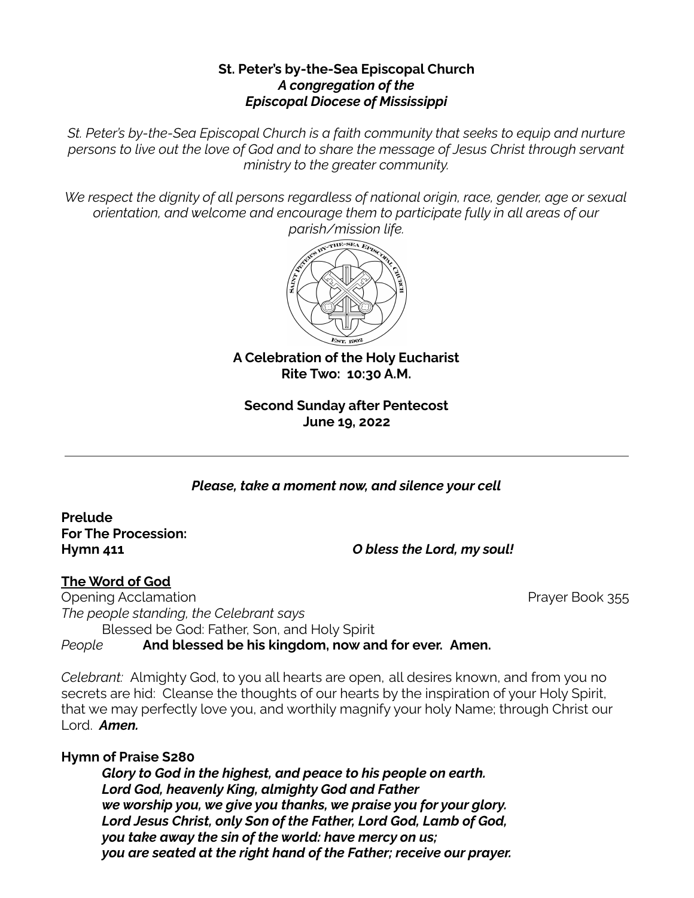**St. Peter's by-the-Sea Episcopal Church**
***A congregation of the***
***Episcopal Diocese of Mississippi***

*St. Peter's by-the-Sea Episcopal Church is a faith community that seeks to equip and nurture persons to live out the love of God and to share the message of Jesus Christ through servant ministry to the greater community.*

*We respect the dignity of all persons regardless of national origin, race, gender, age or sexual orientation, and welcome and encourage them to participate fully in all areas of our parish/mission life.*

**A Celebration of the Holy Eucharist**
**Rite Two: 10:30 A.M.**

**Second Sunday after Pentecost**
**June 19, 2022**

---

***Please, take a moment now, and silence your cell***

**Prelude**
**For The Procession:**
**Hymn 411** ***O bless the Lord, my soul!***

## The Word of God

Opening Acclamation Prayer Book 355

*The people standing, the Celebrant says*

Blessed be God: Father, Son, and Holy Spirit

*People* **And blessed be his kingdom, now and for ever. Amen.**

*Celebrant:* Almighty God, to you all hearts are open, all desires known, and from you no secrets are hid: Cleanse the thoughts of our hearts by the inspiration of your Holy Spirit, that we may perfectly love you, and worthily magnify your holy Name; through Christ our Lord. ***Amen.***

**Hymn of Praise S280**

***Glory to God in the highest, and peace to his people on earth.***
***Lord God, heavenly King, almighty God and Father***
***we worship you, we give you thanks, we praise you for your glory.***
***Lord Jesus Christ, only Son of the Father, Lord God, Lamb of God,***
***you take away the sin of the world: have mercy on us;***
***you are seated at the right hand of the Father; receive our prayer.***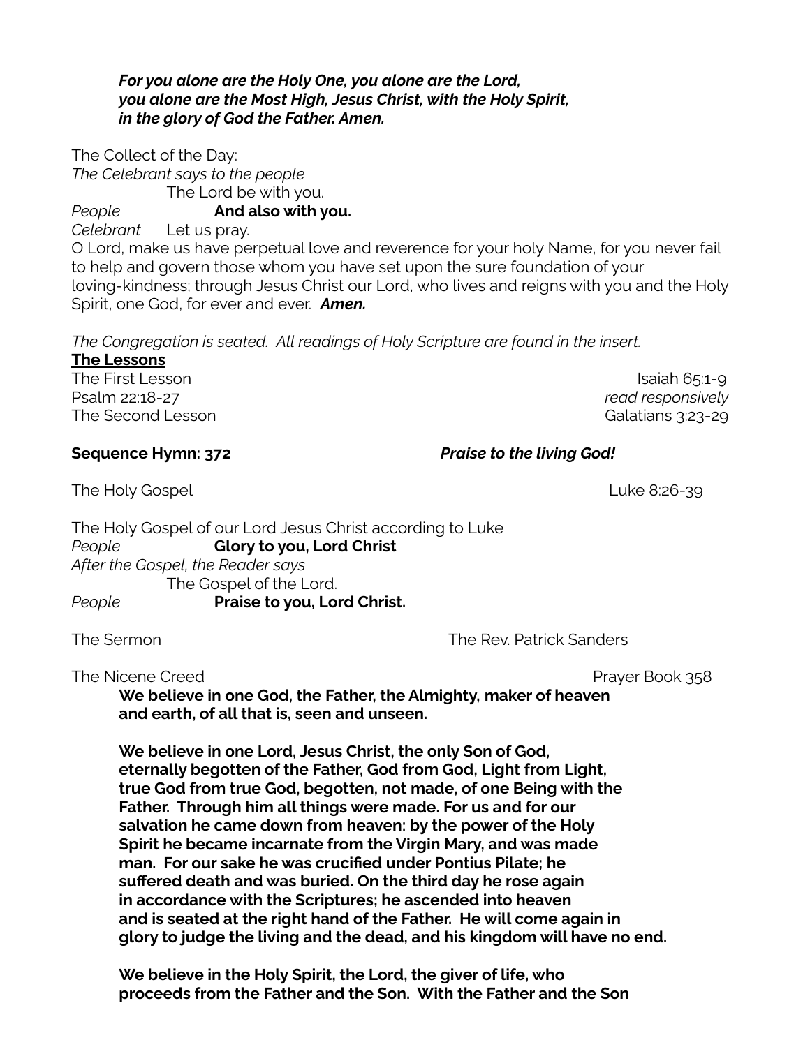***For you alone are the Holy One, you alone are the Lord,***
***you alone are the Most High, Jesus Christ, with the Holy Spirit,***
***in the glory of God the Father. Amen.***

The Collect of the Day:
*The Celebrant says to the people*
The Lord be with you.
*People* **And also with you.**
*Celebrant* Let us pray.
O Lord, make us have perpetual love and reverence for your holy Name, for you never fail to help and govern those whom you have set upon the sure foundation of your loving-kindness; through Jesus Christ our Lord, who lives and reigns with you and the Holy Spirit, one God, for ever and ever. ***Amen.***

*The Congregation is seated. All readings of Holy Scripture are found in the insert.*

**The Lessons**

The First Lesson — Isaiah 65:1-9
Psalm 22:18-27 — *read responsively*
The Second Lesson — Galatians 3:23-29

**Sequence Hymn: 372** ***Praise to the living God!***

The Holy Gospel — Luke 8:26-39

The Holy Gospel of our Lord Jesus Christ according to Luke
*People* **Glory to you, Lord Christ**
*After the Gospel, the Reader says*
The Gospel of the Lord.
*People* **Praise to you, Lord Christ.**

The Sermon — The Rev. Patrick Sanders

The Nicene Creed — Prayer Book 358

**We believe in one God, the Father, the Almighty, maker of heaven and earth, of all that is, seen and unseen.**

**We believe in one Lord, Jesus Christ, the only Son of God, eternally begotten of the Father, God from God, Light from Light, true God from true God, begotten, not made, of one Being with the Father. Through him all things were made. For us and for our salvation he came down from heaven: by the power of the Holy Spirit he became incarnate from the Virgin Mary, and was made man. For our sake he was crucified under Pontius Pilate; he suffered death and was buried. On the third day he rose again in accordance with the Scriptures; he ascended into heaven and is seated at the right hand of the Father. He will come again in glory to judge the living and the dead, and his kingdom will have no end.**

**We believe in the Holy Spirit, the Lord, the giver of life, who proceeds from the Father and the Son. With the Father and the Son**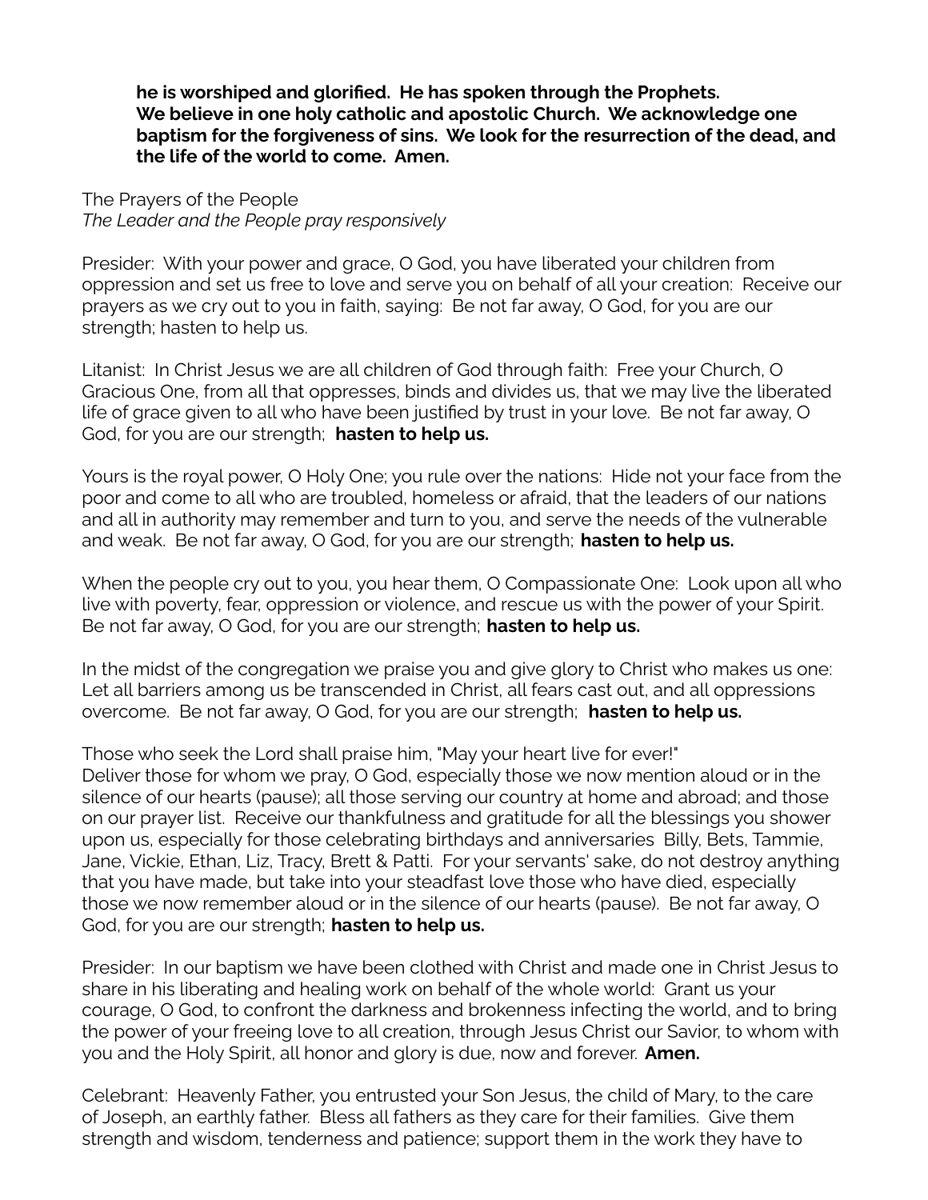**he is worshiped and glorified. He has spoken through the Prophets. We believe in one holy catholic and apostolic Church. We acknowledge one baptism for the forgiveness of sins. We look for the resurrection of the dead, and the life of the world to come. Amen.**

The Prayers of the People
*The Leader and the People pray responsively*

Presider: With your power and grace, O God, you have liberated your children from oppression and set us free to love and serve you on behalf of all your creation: Receive our prayers as we cry out to you in faith, saying: Be not far away, O God, for you are our strength; hasten to help us.

Litanist: In Christ Jesus we are all children of God through faith: Free your Church, O Gracious One, from all that oppresses, binds and divides us, that we may live the liberated life of grace given to all who have been justified by trust in your love. Be not far away, O God, for you are our strength; **hasten to help us.**

Yours is the royal power, O Holy One; you rule over the nations: Hide not your face from the poor and come to all who are troubled, homeless or afraid, that the leaders of our nations and all in authority may remember and turn to you, and serve the needs of the vulnerable and weak. Be not far away, O God, for you are our strength; **hasten to help us.**

When the people cry out to you, you hear them, O Compassionate One: Look upon all who live with poverty, fear, oppression or violence, and rescue us with the power of your Spirit. Be not far away, O God, for you are our strength; **hasten to help us.**

In the midst of the congregation we praise you and give glory to Christ who makes us one: Let all barriers among us be transcended in Christ, all fears cast out, and all oppressions overcome. Be not far away, O God, for you are our strength; **hasten to help us.**

Those who seek the Lord shall praise him, "May your heart live for ever!"
Deliver those for whom we pray, O God, especially those we now mention aloud or in the silence of our hearts (pause); all those serving our country at home and abroad; and those on our prayer list. Receive our thankfulness and gratitude for all the blessings you shower upon us, especially for those celebrating birthdays and anniversaries Billy, Bets, Tammie, Jane, Vickie, Ethan, Liz, Tracy, Brett & Patti. For your servants' sake, do not destroy anything that you have made, but take into your steadfast love those who have died, especially those we now remember aloud or in the silence of our hearts (pause). Be not far away, O God, for you are our strength; **hasten to help us.**

Presider: In our baptism we have been clothed with Christ and made one in Christ Jesus to share in his liberating and healing work on behalf of the whole world: Grant us your courage, O God, to confront the darkness and brokenness infecting the world, and to bring the power of your freeing love to all creation, through Jesus Christ our Savior, to whom with you and the Holy Spirit, all honor and glory is due, now and forever. **Amen.**

Celebrant: Heavenly Father, you entrusted your Son Jesus, the child of Mary, to the care of Joseph, an earthly father. Bless all fathers as they care for their families. Give them strength and wisdom, tenderness and patience; support them in the work they have to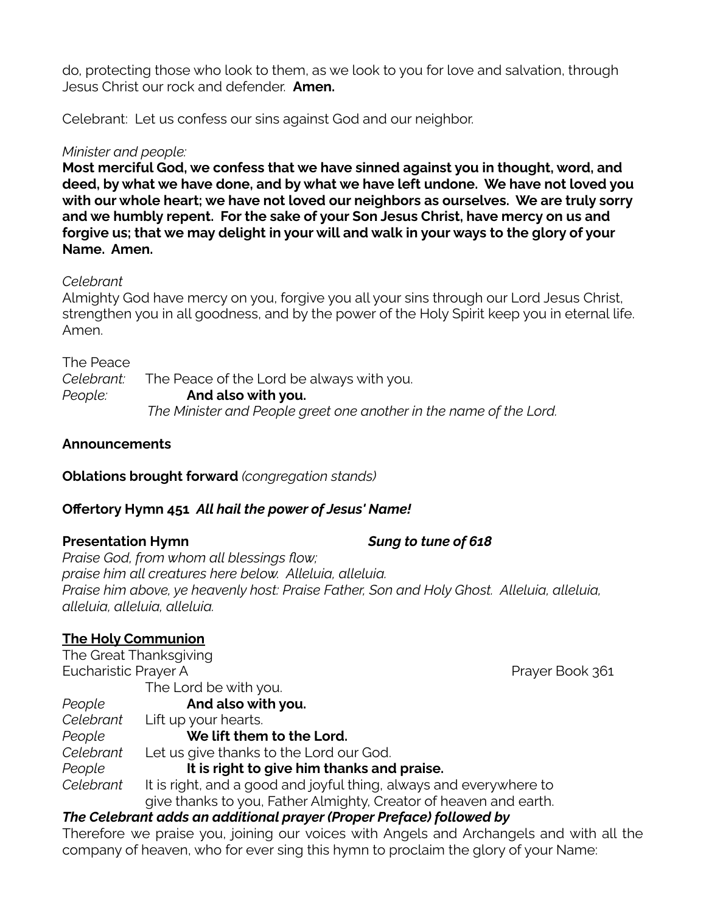do, protecting those who look to them, as we look to you for love and salvation, through Jesus Christ our rock and defender. **Amen.**

Celebrant: Let us confess our sins against God and our neighbor.

*Minister and people:*

**Most merciful God, we confess that we have sinned against you in thought, word, and deed, by what we have done, and by what we have left undone. We have not loved you with our whole heart; we have not loved our neighbors as ourselves. We are truly sorry and we humbly repent. For the sake of your Son Jesus Christ, have mercy on us and forgive us; that we may delight in your will and walk in your ways to the glory of your Name. Amen.**

*Celebrant*

Almighty God have mercy on you, forgive you all your sins through our Lord Jesus Christ, strengthen you in all goodness, and by the power of the Holy Spirit keep you in eternal life. Amen.

The Peace

*Celebrant:* The Peace of the Lord be always with you.

*People:* **And also with you.**

*The Minister and People greet one another in the name of the Lord.*

**Announcements**

**Oblations brought forward** *(congregation stands)*

**Offertory Hymn 451** ***All hail the power of Jesus' Name!***

**Presentation Hymn** ***Sung to tune of 618***

*Praise God, from whom all blessings flow;*
*praise him all creatures here below. Alleluia, alleluia.*
*Praise him above, ye heavenly host: Praise Father, Son and Holy Ghost. Alleluia, alleluia, alleluia, alleluia, alleluia.*

## **The Holy Communion**

The Great Thanksgiving

Eucharistic Prayer A — Prayer Book 361

The Lord be with you.

*People* **And also with you.**

*Celebrant* Lift up your hearts.

*People* **We lift them to the Lord.**

*Celebrant* Let us give thanks to the Lord our God.

*People* **It is right to give him thanks and praise.**

*Celebrant* It is right, and a good and joyful thing, always and everywhere to give thanks to you, Father Almighty, Creator of heaven and earth.

***The Celebrant adds an additional prayer (Proper Preface) followed by***

Therefore we praise you, joining our voices with Angels and Archangels and with all the company of heaven, who for ever sing this hymn to proclaim the glory of your Name: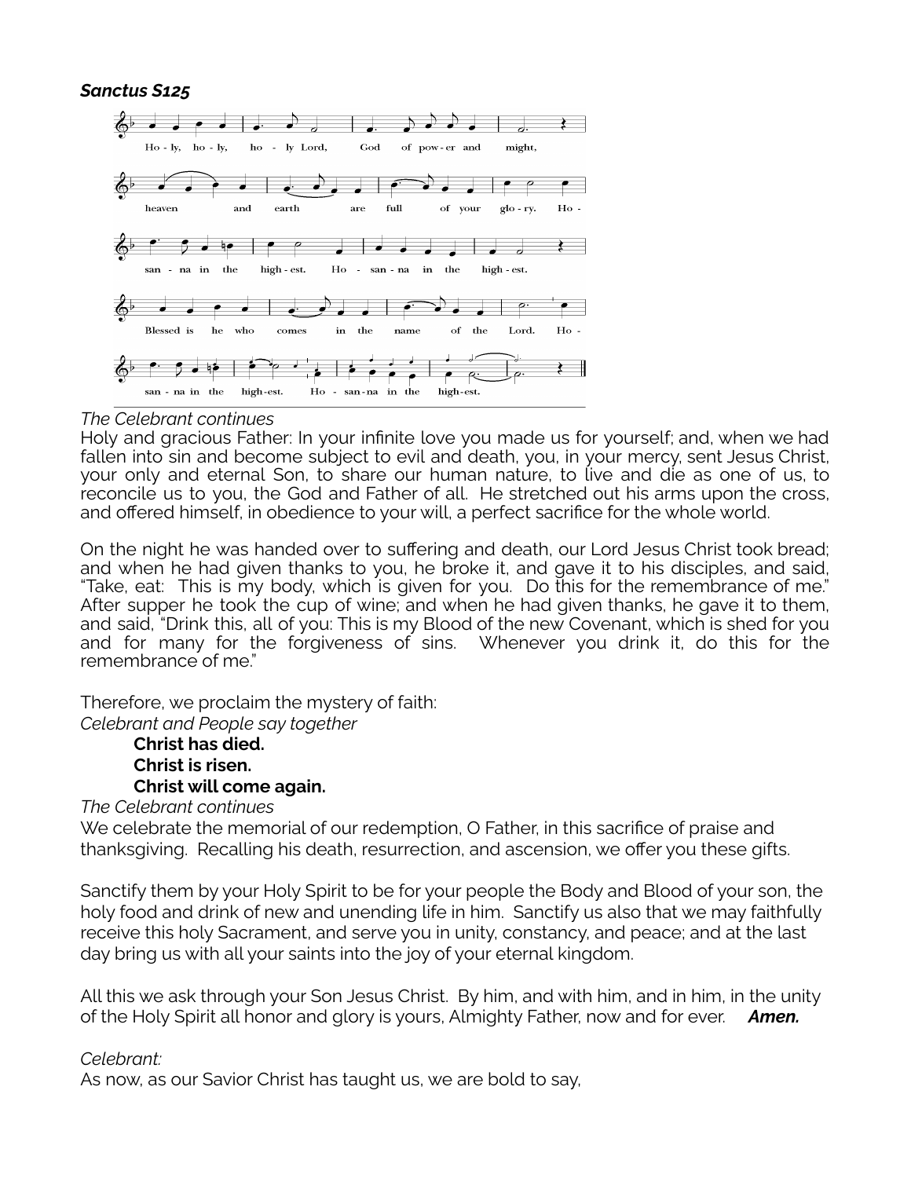***Sanctus S125***

Ho - ly, ho - ly, ho - ly Lord, God of pow - er and might,
heaven and earth are full of your glo - ry. Ho -
san - na in the high - est. Ho - san - na in the high - est.
Blessed is he who comes in the name of the Lord. Ho -
san - na in the high-est. Ho - san-na in the high-est.

*The Celebrant continues*

Holy and gracious Father: In your infinite love you made us for yourself; and, when we had fallen into sin and become subject to evil and death, you, in your mercy, sent Jesus Christ, your only and eternal Son, to share our human nature, to live and die as one of us, to reconcile us to you, the God and Father of all. He stretched out his arms upon the cross, and offered himself, in obedience to your will, a perfect sacrifice for the whole world.

On the night he was handed over to suffering and death, our Lord Jesus Christ took bread; and when he had given thanks to you, he broke it, and gave it to his disciples, and said, "Take, eat: This is my body, which is given for you. Do this for the remembrance of me." After supper he took the cup of wine; and when he had given thanks, he gave it to them, and said, "Drink this, all of you: This is my Blood of the new Covenant, which is shed for you and for many for the forgiveness of sins. Whenever you drink it, do this for the remembrance of me."

Therefore, we proclaim the mystery of faith:

*Celebrant and People say together*

> **Christ has died.**
> **Christ is risen.**
> **Christ will come again.**

*The Celebrant continues*

We celebrate the memorial of our redemption, O Father, in this sacrifice of praise and thanksgiving. Recalling his death, resurrection, and ascension, we offer you these gifts.

Sanctify them by your Holy Spirit to be for your people the Body and Blood of your son, the holy food and drink of new and unending life in him. Sanctify us also that we may faithfully receive this holy Sacrament, and serve you in unity, constancy, and peace; and at the last day bring us with all your saints into the joy of your eternal kingdom.

All this we ask through your Son Jesus Christ. By him, and with him, and in him, in the unity of the Holy Spirit all honor and glory is yours, Almighty Father, now and for ever. ***Amen.***

*Celebrant:*

As now, as our Savior Christ has taught us, we are bold to say,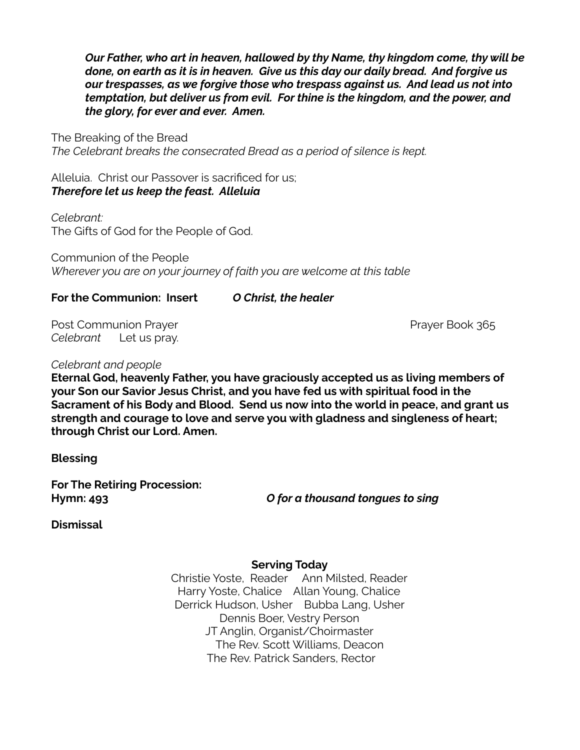***Our Father, who art in heaven, hallowed by thy Name, thy kingdom come, thy will be done, on earth as it is in heaven. Give us this day our daily bread. And forgive us our trespasses, as we forgive those who trespass against us. And lead us not into temptation, but deliver us from evil. For thine is the kingdom, and the power, and the glory, for ever and ever. Amen.***

The Breaking of the Bread
*The Celebrant breaks the consecrated Bread as a period of silence is kept.*

Alleluia. Christ our Passover is sacrificed for us;
***Therefore let us keep the feast. Alleluia***

*Celebrant:*
The Gifts of God for the People of God.

Communion of the People
*Wherever you are on your journey of faith you are welcome at this table*

**For the Communion: Insert** ***O Christ, the healer***

Post Communion Prayer Prayer Book 365
*Celebrant* Let us pray.

*Celebrant and people*
**Eternal God, heavenly Father, you have graciously accepted us as living members of your Son our Savior Jesus Christ, and you have fed us with spiritual food in the Sacrament of his Body and Blood. Send us now into the world in peace, and grant us strength and courage to love and serve you with gladness and singleness of heart; through Christ our Lord. Amen.**

**Blessing**

**For The Retiring Procession:**
**Hymn: 493** ***O for a thousand tongues to sing***

**Dismissal**

**Serving Today**

Christie Yoste, Reader Ann Milsted, Reader
Harry Yoste, Chalice Allan Young, Chalice
Derrick Hudson, Usher Bubba Lang, Usher
Dennis Boer, Vestry Person
JT Anglin, Organist/Choirmaster
The Rev. Scott Williams, Deacon
The Rev. Patrick Sanders, Rector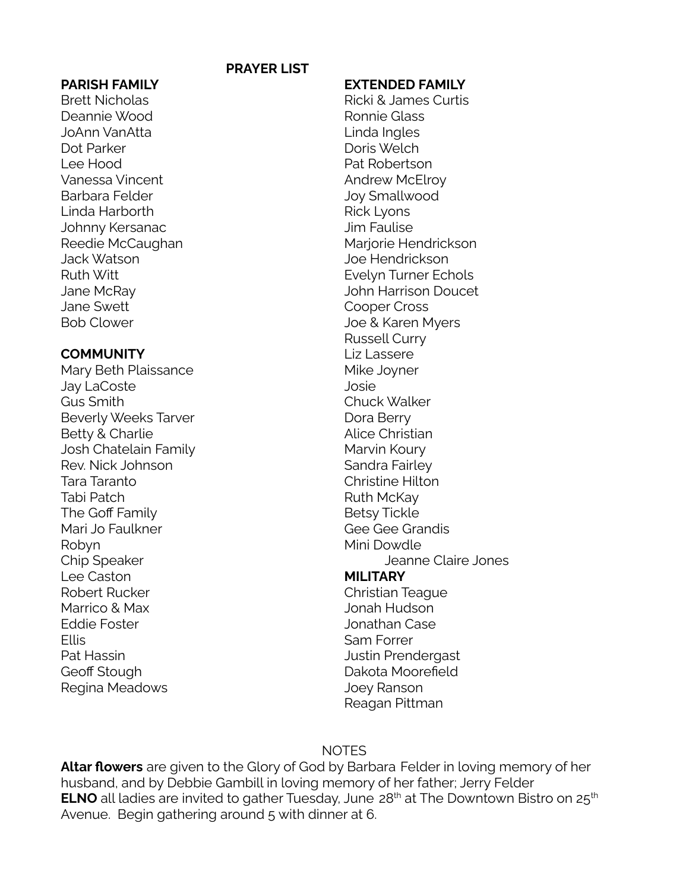## PRAYER LIST

**PARISH FAMILY**

Brett Nicholas
Deannie Wood
JoAnn VanAtta
Dot Parker
Lee Hood
Vanessa Vincent
Barbara Felder
Linda Harborth
Johnny Kersanac
Reedie McCaughan
Jack Watson
Ruth Witt
Jane McRay
Jane Swett
Bob Clower

**COMMUNITY**

Mary Beth Plaissance
Jay LaCoste
Gus Smith
Beverly Weeks Tarver
Betty & Charlie
Josh Chatelain Family
Rev. Nick Johnson
Tara Taranto
Tabi Patch
The Goff Family
Mari Jo Faulkner
Robyn
Chip Speaker
Lee Caston
Robert Rucker
Marrico & Max
Eddie Foster
Ellis
Pat Hassin
Geoff Stough
Regina Meadows

**EXTENDED FAMILY**

Ricki & James Curtis
Ronnie Glass
Linda Ingles
Doris Welch
Pat Robertson
Andrew McElroy
Joy Smallwood
Rick Lyons
Jim Faulise
Marjorie Hendrickson
Joe Hendrickson
Evelyn Turner Echols
John Harrison Doucet
Cooper Cross
Joe & Karen Myers
Russell Curry
Liz Lassere
Mike Joyner
Josie
Chuck Walker
Dora Berry
Alice Christian
Marvin Koury
Sandra Fairley
Christine Hilton
Ruth McKay
Betsy Tickle
Gee Gee Grandis
Mini Dowdle
Jeanne Claire Jones

**MILITARY**

Christian Teague
Jonah Hudson
Jonathan Case
Sam Forrer
Justin Prendergast
Dakota Moorefield
Joey Ranson
Reagan Pittman

NOTES

**Altar flowers** are given to the Glory of God by Barbara Felder in loving memory of her husband, and by Debbie Gambill in loving memory of her father; Jerry Felder

**ELNO** all ladies are invited to gather Tuesday, June 28th at The Downtown Bistro on 25th Avenue. Begin gathering around 5 with dinner at 6.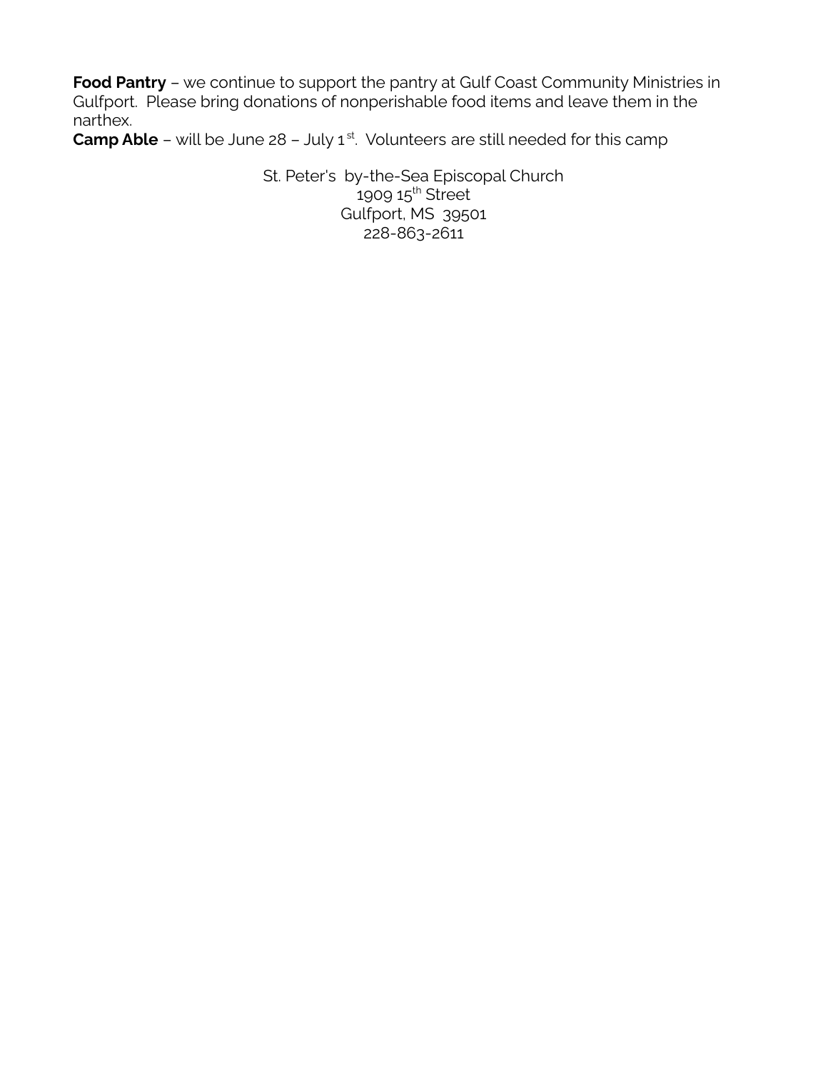**Food Pantry** – we continue to support the pantry at Gulf Coast Community Ministries in Gulfport. Please bring donations of nonperishable food items and leave them in the narthex.

**Camp Able** – will be June 28 – July 1st. Volunteers are still needed for this camp

St. Peter's by-the-Sea Episcopal Church
1909 15th Street
Gulfport, MS 39501
228-863-2611